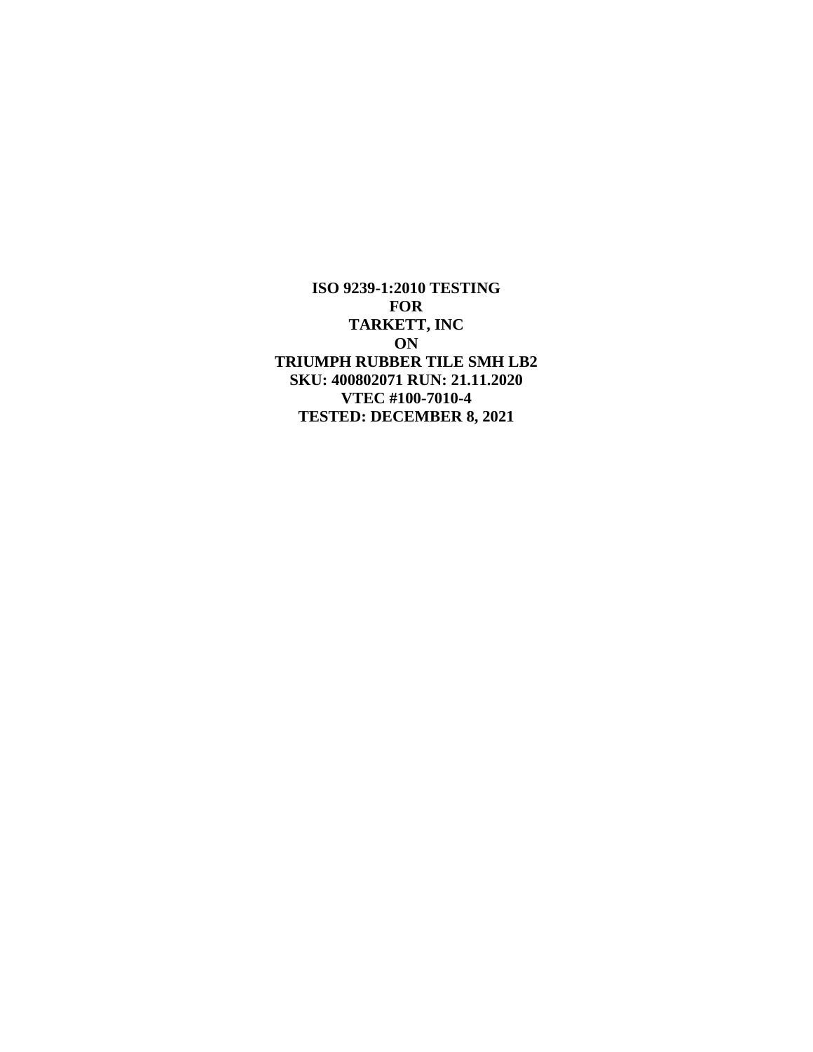**ISO 9239-1:2010 TESTING**
**FOR**
**TARKETT, INC**
**ON**
**TRIUMPH RUBBER TILE SMH LB2**
**SKU: 400802071 RUN: 21.11.2020**
**VTEC #100-7010-4**
**TESTED: DECEMBER 8, 2021**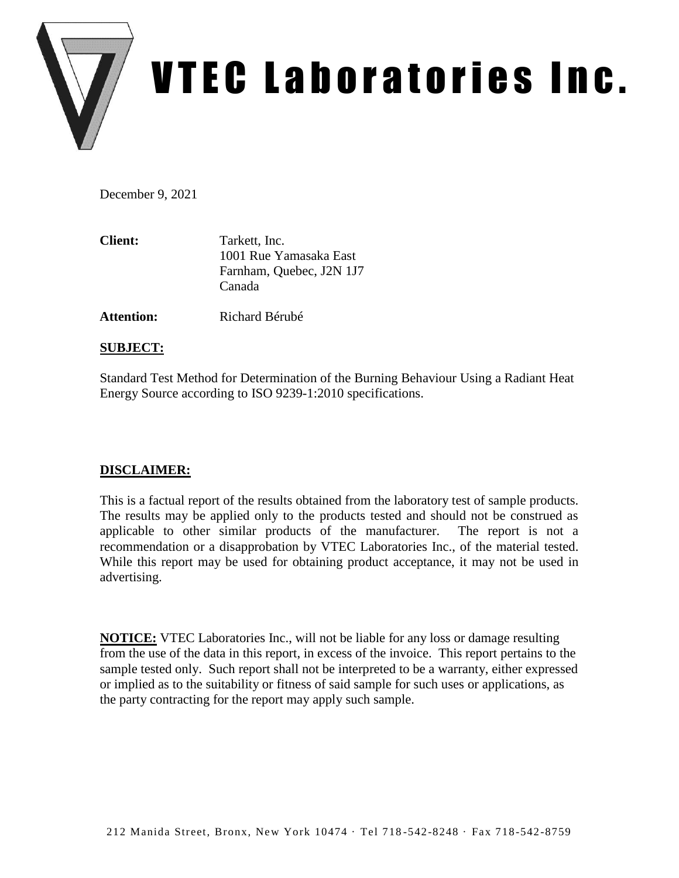# VTEC Laboratories Inc.

December 9, 2021

**Client:** Tarkett, Inc.
1001 Rue Yamasaka East
Farnham, Quebec, J2N 1J7
Canada

**Attention:** Richard Bérubé

**SUBJECT:**

Standard Test Method for Determination of the Burning Behaviour Using a Radiant Heat Energy Source according to ISO 9239-1:2010 specifications.

**DISCLAIMER:**

This is a factual report of the results obtained from the laboratory test of sample products. The results may be applied only to the products tested and should not be construed as applicable to other similar products of the manufacturer. The report is not a recommendation or a disapprobation by VTEC Laboratories Inc., of the material tested. While this report may be used for obtaining product acceptance, it may not be used in advertising.

**NOTICE:** VTEC Laboratories Inc., will not be liable for any loss or damage resulting from the use of the data in this report, in excess of the invoice. This report pertains to the sample tested only. Such report shall not be interpreted to be a warranty, either expressed or implied as to the suitability or fitness of said sample for such uses or applications, as the party contracting for the report may apply such sample.

212 Manida Street, Bronx, New York 10474 · Tel 718-542-8248 · Fax 718-542-8759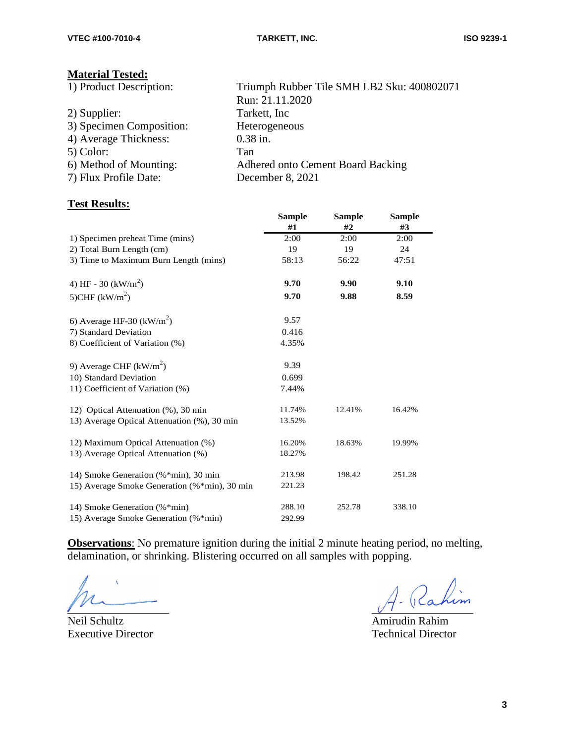## Material Tested:

| | |
|---|---|
| 1) Product Description: | Triumph Rubber Tile SMH LB2 Sku: 400802071 Run: 21.11.2020 |
| 2) Supplier: | Tarkett, Inc |
| 3) Specimen Composition: | Heterogeneous |
| 4) Average Thickness: | 0.38 in. |
| 5) Color: | Tan |
| 6) Method of Mounting: | Adhered onto Cement Board Backing |
| 7) Flux Profile Date: | December 8, 2021 |

## Test Results:

| | Sample #1 | Sample #2 | Sample #3 |
|---|---|---|---|
| 1) Specimen preheat Time (mins) | 2:00 | 2:00 | 2:00 |
| 2) Total Burn Length (cm) | 19 | 19 | 24 |
| 3) Time to Maximum Burn Length (mins) | 58:13 | 56:22 | 47:51 |
| 4) HF - 30 ($kW/m^2$) | **9.70** | **9.90** | **9.10** |
| 5)CHF ($kW/m^2$) | **9.70** | **9.88** | **8.59** |
| 6) Average HF-30 ($kW/m^2$) | 9.57 | | |
| 7) Standard Deviation | 0.416 | | |
| 8) Coefficient of Variation (%) | 4.35% | | |
| 9) Average CHF ($kW/m^2$) | 9.39 | | |
| 10) Standard Deviation | 0.699 | | |
| 11) Coefficient of Variation (%) | 7.44% | | |
| 12) Optical Attenuation (%), 30 min | 11.74% | 12.41% | 16.42% |
| 13) Average Optical Attenuation (%), 30 min | 13.52% | | |
| 12) Maximum Optical Attenuation (%) | 16.20% | 18.63% | 19.99% |
| 13) Average Optical Attenuation (%) | 18.27% | | |
| 14) Smoke Generation (%*min), 30 min | 213.98 | 198.42 | 251.28 |
| 15) Average Smoke Generation (%*min), 30 min | 221.23 | | |
| 14) Smoke Generation (%*min) | 288.10 | 252.78 | 338.10 |
| 15) Average Smoke Generation (%*min) | 292.99 | | |

**Observations**: No premature ignition during the initial 2 minute heating period, no melting, delamination, or shrinking. Blistering occurred on all samples with popping.

Neil Schultz
Executive Director

A. Rahim

Amirudin Rahim
Technical Director